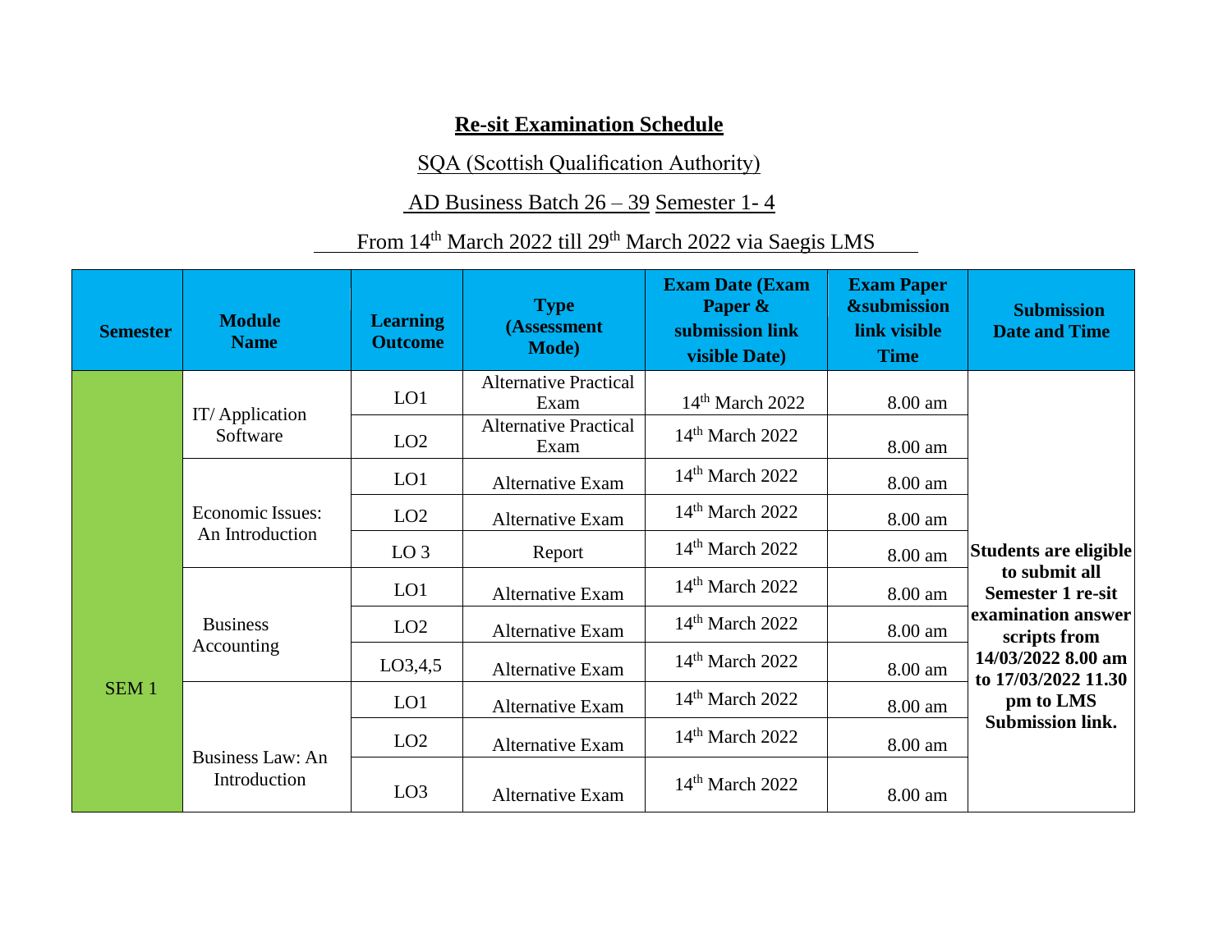# Re-sit Examination Schedule

SQA (Scottish Qualification Authority)

AD Business Batch 26 – 39 Semester 1- 4

From 14th March 2022 till 29th March 2022 via Saegis LMS

| Semester | Module Name | Learning Outcome | Type (Assessment Mode) | Exam Date (Exam Paper & submission link visible Date) | Exam Paper &submission link visible Time | Submission Date and Time |
|---|---|---|---|---|---|---|
| SEM 1 | IT/ Application Software | LO1 | Alternative Practical Exam | 14th March 2022 | 8.00 am | **Students are eligible to submit all Semester 1 re-sit examination answer scripts from 14/03/2022 8.00 am to 17/03/2022 11.30 pm to LMS Submission link.** |
| | | LO2 | Alternative Practical Exam | 14th March 2022 | 8.00 am | |
| | Economic Issues: An Introduction | LO1 | Alternative Exam | 14th March 2022 | 8.00 am | |
| | | LO2 | Alternative Exam | 14th March 2022 | 8.00 am | |
| | | LO 3 | Report | 14th March 2022 | 8.00 am | |
| | Business Accounting | LO1 | Alternative Exam | 14th March 2022 | 8.00 am | |
| | | LO2 | Alternative Exam | 14th March 2022 | 8.00 am | |
| | | LO3,4,5 | Alternative Exam | 14th March 2022 | 8.00 am | |
| | Business Law: An Introduction | LO1 | Alternative Exam | 14th March 2022 | 8.00 am | |
| | | LO2 | Alternative Exam | 14th March 2022 | 8.00 am | |
| | | LO3 | Alternative Exam | 14th March 2022 | 8.00 am | |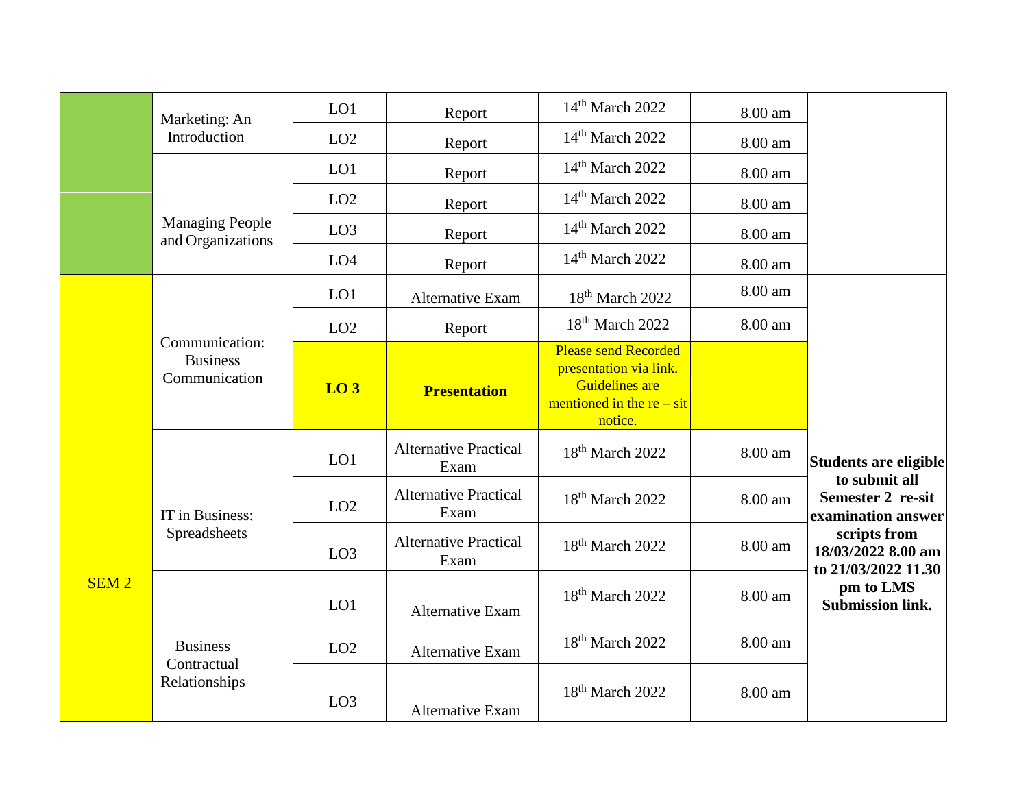| | | | | | | |
|---|---|---|---|---|---|---|
| | Marketing: An Introduction | LO1 | Report | 14th March 2022 | 8.00 am | |
| | | LO2 | Report | 14th March 2022 | 8.00 am | |
| | Managing People and Organizations | LO1 | Report | 14th March 2022 | 8.00 am | |
| | | LO2 | Report | 14th March 2022 | 8.00 am | |
| | | LO3 | Report | 14th March 2022 | 8.00 am | |
| | | LO4 | Report | 14th March 2022 | 8.00 am | |
| SEM 2 | Communication: Business Communication | LO1 | Alternative Exam | 18th March 2022 | 8.00 am | **Students are eligible to submit all Semester 2 re-sit examination answer scripts from 18/03/2022 8.00 am to 21/03/2022 11.30 pm to LMS Submission link.** |
| | | LO2 | Report | 18th March 2022 | 8.00 am | |
| | | **LO 3** | **Presentation** | Please send Recorded presentation via link. Guidelines are mentioned in the re – sit notice. | | |
| | IT in Business: Spreadsheets | LO1 | Alternative Practical Exam | 18th March 2022 | 8.00 am | |
| | | LO2 | Alternative Practical Exam | 18th March 2022 | 8.00 am | |
| | | LO3 | Alternative Practical Exam | 18th March 2022 | 8.00 am | |
| | Business Contractual Relationships | LO1 | Alternative Exam | 18th March 2022 | 8.00 am | |
| | | LO2 | Alternative Exam | 18th March 2022 | 8.00 am | |
| | | LO3 | Alternative Exam | 18th March 2022 | 8.00 am | |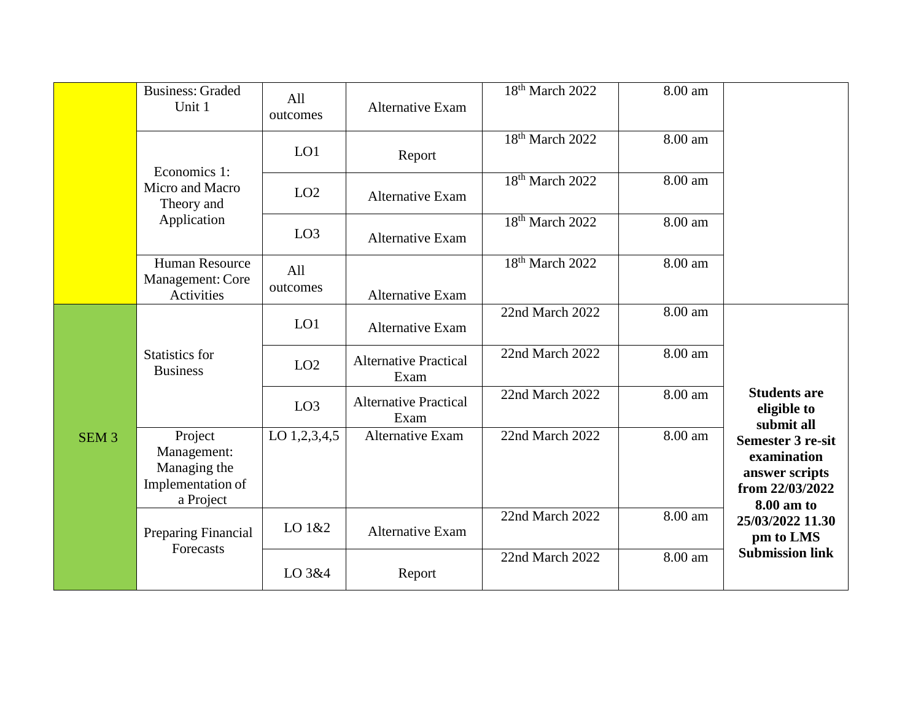| | Business: Graded Unit 1 | All outcomes | Alternative Exam | 18th March 2022 | 8.00 am | |
|---|---|---|---|---|---|---|
| | Economics 1: Micro and Macro Theory and Application | LO1 | Report | 18th March 2022 | 8.00 am | |
| | | LO2 | Alternative Exam | 18th March 2022 | 8.00 am | |
| | | LO3 | Alternative Exam | 18th March 2022 | 8.00 am | |
| | Human Resource Management: Core Activities | All outcomes | Alternative Exam | 18th March 2022 | 8.00 am | |
| SEM 3 | Statistics for Business | LO1 | Alternative Exam | 22nd March 2022 | 8.00 am | **Students are eligible to submit all Semester 3 re-sit examination answer scripts from 22/03/2022 8.00 am to 25/03/2022 11.30 pm to LMS Submission link** |
| | | LO2 | Alternative Practical Exam | 22nd March 2022 | 8.00 am | |
| | | LO3 | Alternative Practical Exam | 22nd March 2022 | 8.00 am | |
| | Project Management: Managing the Implementation of a Project | LO 1,2,3,4,5 | Alternative Exam | 22nd March 2022 | 8.00 am | |
| | Preparing Financial Forecasts | LO 1&2 | Alternative Exam | 22nd March 2022 | 8.00 am | |
| | | LO 3&4 | Report | 22nd March 2022 | 8.00 am | |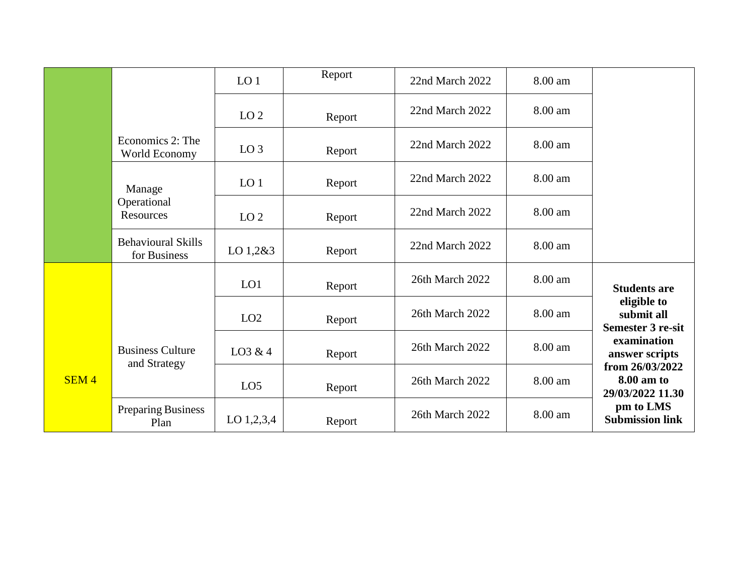| | | | | | | |
|---|---|---|---|---|---|---|
| | | LO 1 | Report | 22nd March 2022 | 8.00 am | |
| | | LO 2 | Report | 22nd March 2022 | 8.00 am | |
| | Economics 2: The World Economy | LO 3 | Report | 22nd March 2022 | 8.00 am | |
| | Manage Operational Resources | LO 1 | Report | 22nd March 2022 | 8.00 am | |
| | | LO 2 | Report | 22nd March 2022 | 8.00 am | |
| | Behavioural Skills for Business | LO 1,2&3 | Report | 22nd March 2022 | 8.00 am | |
| SEM 4 | Business Culture and Strategy | LO1 | Report | 26th March 2022 | 8.00 am | **Students are eligible to submit all Semester 3 re-sit examination answer scripts from 26/03/2022 8.00 am to 29/03/2022 11.30 pm to LMS Submission link** |
| | | LO2 | Report | 26th March 2022 | 8.00 am | |
| | | LO3 & 4 | Report | 26th March 2022 | 8.00 am | |
| | | LO5 | Report | 26th March 2022 | 8.00 am | |
| | Preparing Business Plan | LO 1,2,3,4 | Report | 26th March 2022 | 8.00 am | |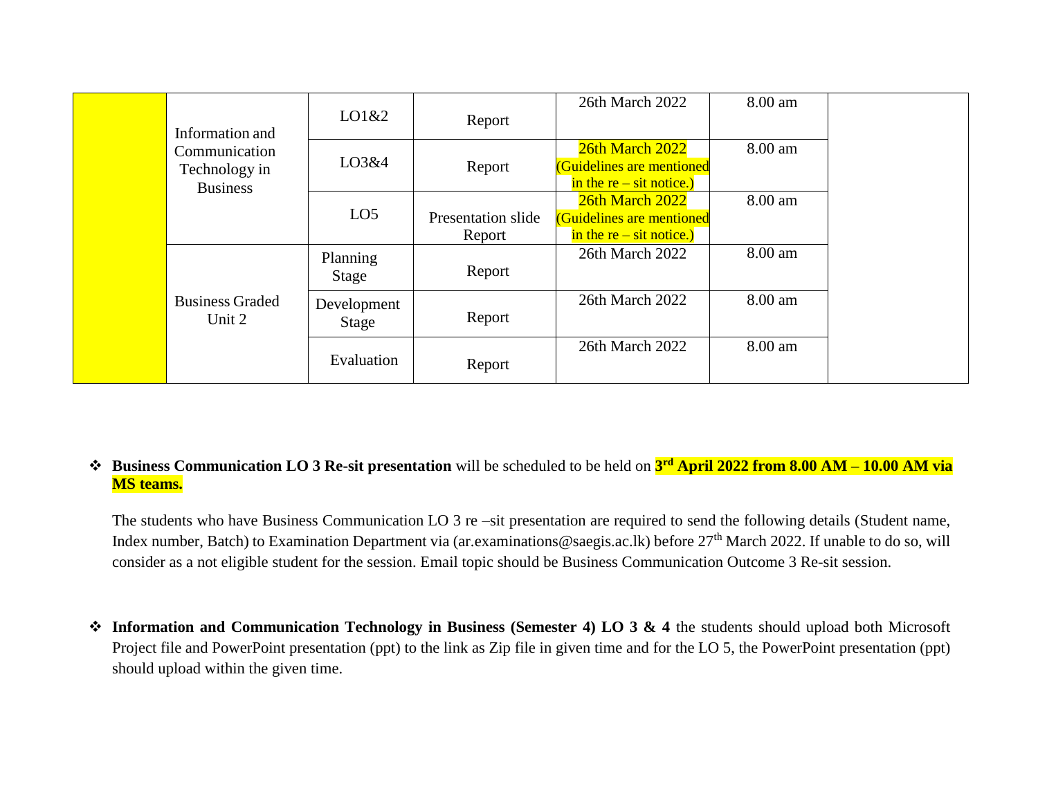| | | | | | | |
|---|---|---|---|---|---|---|
| | Information and Communication Technology in Business | LO1&2 | Report | 26th March 2022 | 8.00 am | |
| | | LO3&4 | Report | 26th March 2022 (Guidelines are mentioned in the re – sit notice.) | 8.00 am | |
| | | LO5 | Presentation slide Report | 26th March 2022 (Guidelines are mentioned in the re – sit notice.) | 8.00 am | |
| | Business Graded Unit 2 | Planning Stage | Report | 26th March 2022 | 8.00 am | |
| | | Development Stage | Report | 26th March 2022 | 8.00 am | |
| | | Evaluation | Report | 26th March 2022 | 8.00 am | |

- **Business Communication LO 3 Re-sit presentation** will be scheduled to be held on **3rd April 2022 from 8.00 AM – 10.00 AM via MS teams.**

  The students who have Business Communication LO 3 re –sit presentation are required to send the following details (Student name, Index number, Batch) to Examination Department via (ar.examinations@saegis.ac.lk) before 27th March 2022. If unable to do so, will consider as a not eligible student for the session. Email topic should be Business Communication Outcome 3 Re-sit session.

- **Information and Communication Technology in Business (Semester 4) LO 3 & 4** the students should upload both Microsoft Project file and PowerPoint presentation (ppt) to the link as Zip file in given time and for the LO 5, the PowerPoint presentation (ppt) should upload within the given time.